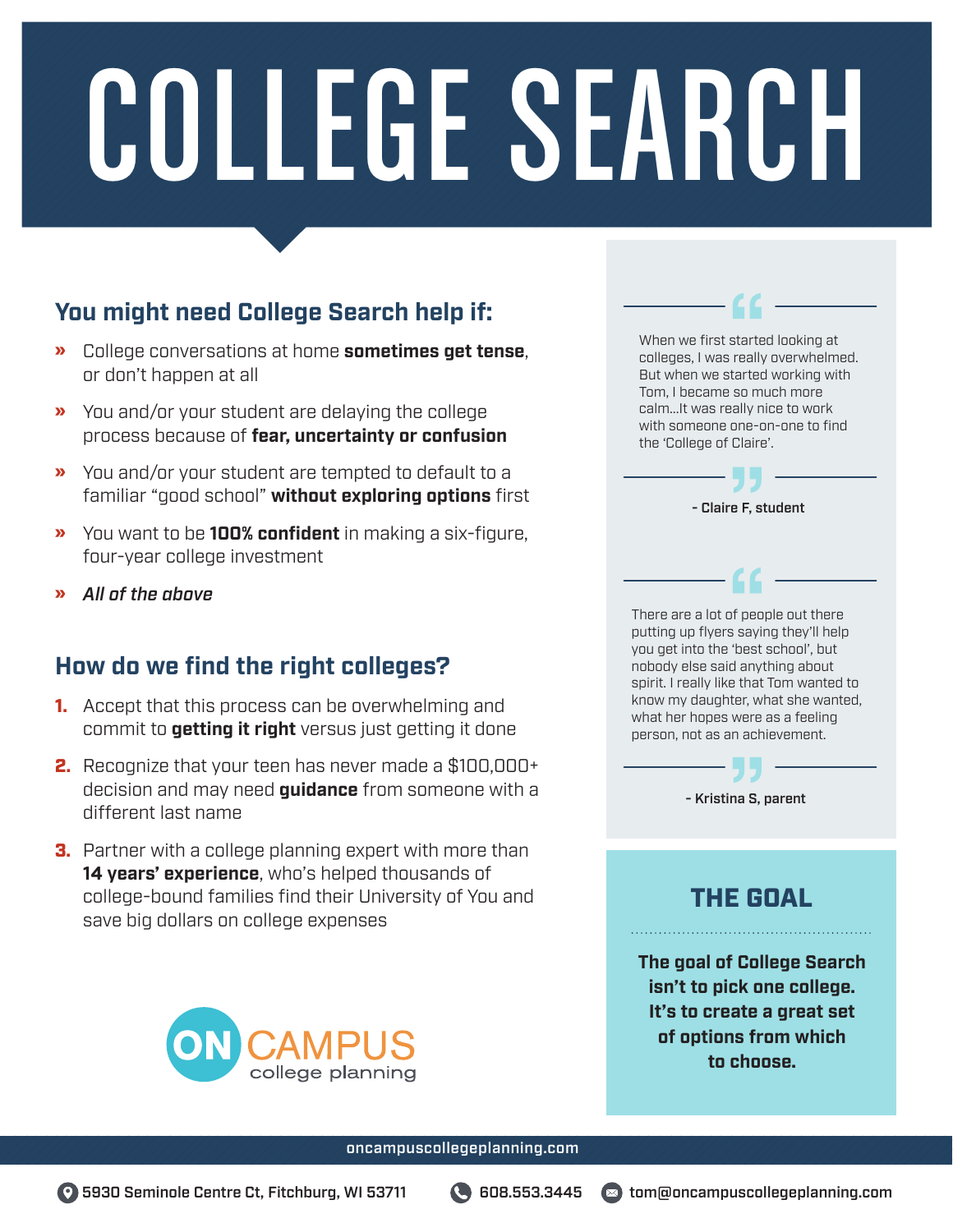# COLLEGE SEARCH

## You might need College Search help if:

- College conversations at home **sometimes get tense**, or don't happen at all
- You and/or your student are delaying the college process because of **fear, uncertainty or confusion**
- You and/or your student are tempted to default to a familiar "good school" **without exploring options** first
- You want to be **100% confident** in making a six-figure, four-year college investment
- *All of the above*

## How do we find the right colleges?

1. Accept that this process can be overwhelming and commit to **getting it right** versus just getting it done
2. Recognize that your teen has never made a $100,000+ decision and may need **guidance** from someone with a different last name
3. Partner with a college planning expert with more than **14 years' experience**, who's helped thousands of college-bound families find their University of You and save big dollars on college expenses

> When we first started looking at colleges, I was really overwhelmed. But when we started working with Tom, I became so much more calm...It was really nice to work with someone one-on-one to find the 'College of Claire'.
>
> **- Claire F, student**

> There are a lot of people out there putting up flyers saying they'll help you get into the 'best school', but nobody else said anything about spirit. I really like that Tom wanted to know my daughter, what she wanted, what her hopes were as a feeling person, not as an achievement.
>
> **- Kristina S, parent**

### THE GOAL

**The goal of College Search isn't to pick one college. It's to create a great set of options from which to choose.**

ON CAMPUS college planning

oncampuscollegeplanning.com

5930 Seminole Centre Ct, Fitchburg, WI 53711 | 608.553.3445 | tom@oncampuscollegeplanning.com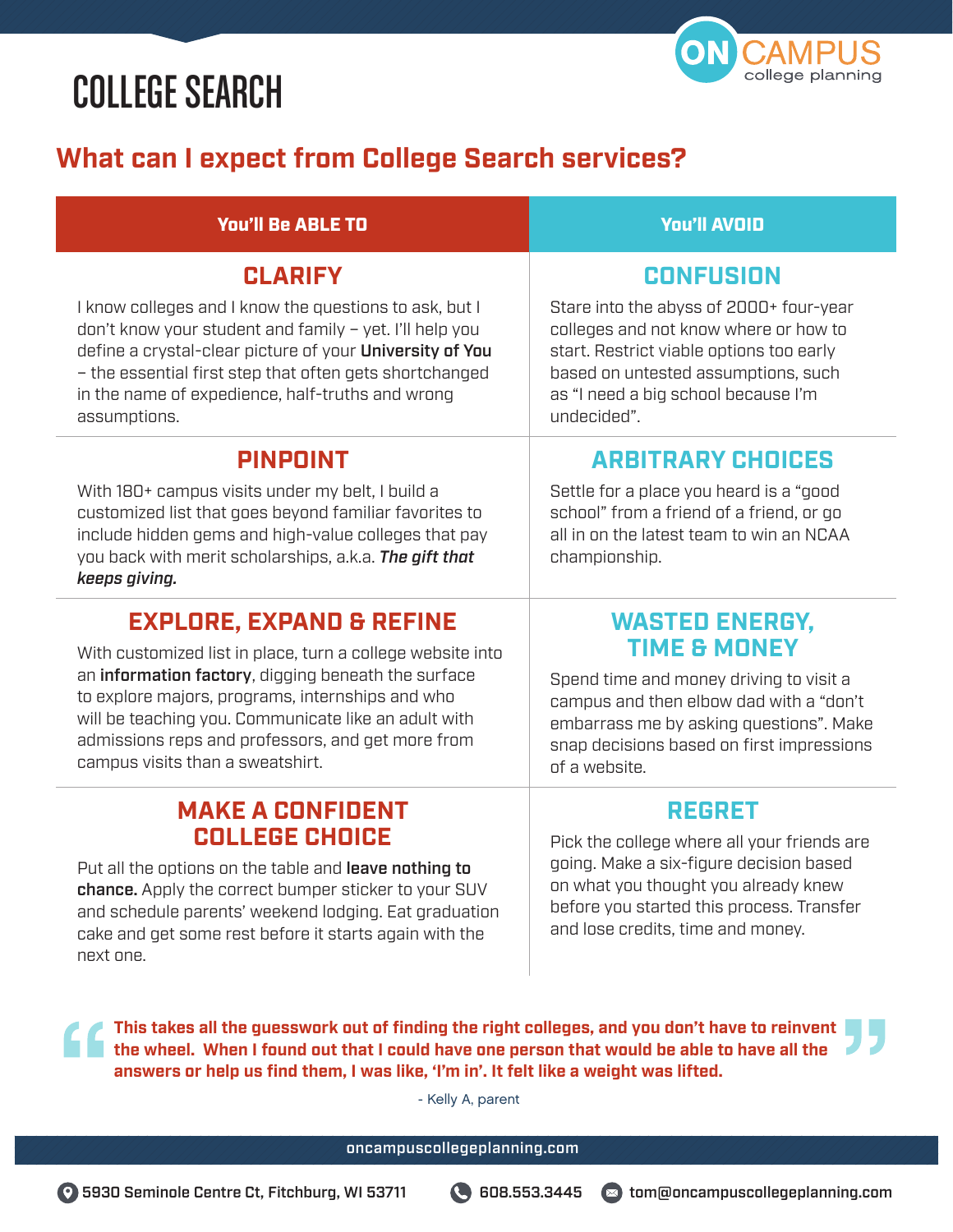# COLLEGE SEARCH

ON CAMPUS college planning

## What can I expect from College Search services?

| You'll Be ABLE TO | You'll AVOID |
| --- | --- |
| **CLARIFY**<br>I know colleges and I know the questions to ask, but I don't know your student and family – yet. I'll help you define a crystal-clear picture of your **University of You** – the essential first step that often gets shortchanged in the name of expedience, half-truths and wrong assumptions. | **CONFUSION**<br>Stare into the abyss of 2000+ four-year colleges and not know where or how to start. Restrict viable options too early based on untested assumptions, such as "I need a big school because I'm undecided". |
| **PINPOINT**<br>With 180+ campus visits under my belt, I build a customized list that goes beyond familiar favorites to include hidden gems and high-value colleges that pay you back with merit scholarships, a.k.a. ***The gift that keeps giving.*** | **ARBITRARY CHOICES**<br>Settle for a place you heard is a "good school" from a friend of a friend, or go all in on the latest team to win an NCAA championship. |
| **EXPLORE, EXPAND & REFINE**<br>With customized list in place, turn a college website into an **information factory**, digging beneath the surface to explore majors, programs, internships and who will be teaching you. Communicate like an adult with admissions reps and professors, and get more from campus visits than a sweatshirt. | **WASTED ENERGY, TIME & MONEY**<br>Spend time and money driving to visit a campus and then elbow dad with a "don't embarrass me by asking questions". Make snap decisions based on first impressions of a website. |
| **MAKE A CONFIDENT COLLEGE CHOICE**<br>Put all the options on the table and **leave nothing to chance.** Apply the correct bumper sticker to your SUV and schedule parents' weekend lodging. Eat graduation cake and get some rest before it starts again with the next one. | **REGRET**<br>Pick the college where all your friends are going. Make a six-figure decision based on what you thought you already knew before you started this process. Transfer and lose credits, time and money. |

> **This takes all the guesswork out of finding the right colleges, and you don't have to reinvent the wheel. When I found out that I could have one person that would be able to have all the answers or help us find them, I was like, 'I'm in'. It felt like a weight was lifted.**
>
> \- Kelly A, parent

oncampuscollegeplanning.com

5930 Seminole Centre Ct, Fitchburg, WI 53711 | 608.553.3445 | tom@oncampuscollegeplanning.com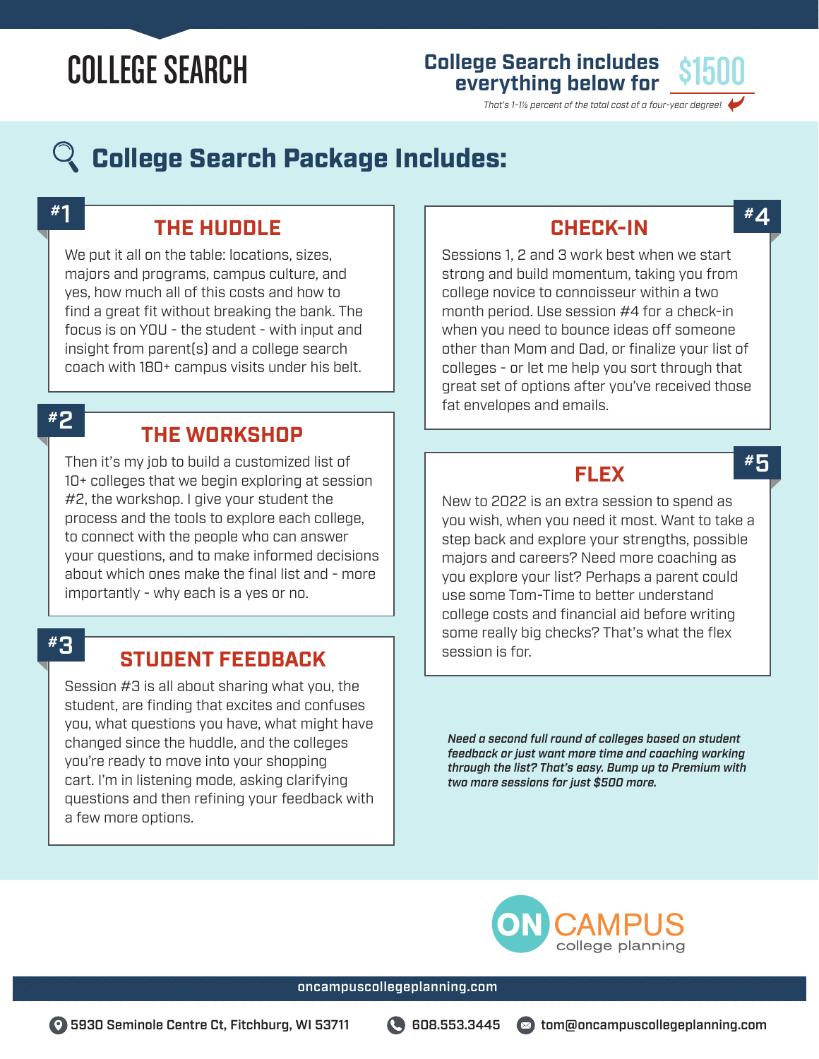# COLLEGE SEARCH

**College Search includes everything below for $1500**

*That's 1-1½ percent of the total cost of a four-year degree!*

## College Search Package Includes:

### #1 THE HUDDLE

We put it all on the table: locations, sizes, majors and programs, campus culture, and yes, how much all of this costs and how to find a great fit without breaking the bank. The focus is on YOU - the student - with input and insight from parent(s) and a college search coach with 180+ campus visits under his belt.

### #2 THE WORKSHOP

Then it's my job to build a customized list of 10+ colleges that we begin exploring at session #2, the workshop. I give your student the process and the tools to explore each college, to connect with the people who can answer your questions, and to make informed decisions about which ones make the final list and - more importantly - why each is a yes or no.

### #3 STUDENT FEEDBACK

Session #3 is all about sharing what you, the student, are finding that excites and confuses you, what questions you have, what might have changed since the huddle, and the colleges you're ready to move into your shopping cart. I'm in listening mode, asking clarifying questions and then refining your feedback with a few more options.

### #4 CHECK-IN

Sessions 1, 2 and 3 work best when we start strong and build momentum, taking you from college novice to connoisseur within a two month period. Use session #4 for a check-in when you need to bounce ideas off someone other than Mom and Dad, or finalize your list of colleges - or let me help you sort through that great set of options after you've received those fat envelopes and emails.

### #5 FLEX

New to 2022 is an extra session to spend as you wish, when you need it most. Want to take a step back and explore your strengths, possible majors and careers? Need more coaching as you explore your list? Perhaps a parent could use some Tom-Time to better understand college costs and financial aid before writing some really big checks? That's what the flex session is for.

***Need a second full round of colleges based on student feedback or just want more time and coaching working through the list? That's easy. Bump up to Premium with two more sessions for just $500 more.***

ON CAMPUS college planning

oncampuscollegeplanning.com

5930 Seminole Centre Ct, Fitchburg, WI 53711 | 608.553.3445 | tom@oncampuscollegeplanning.com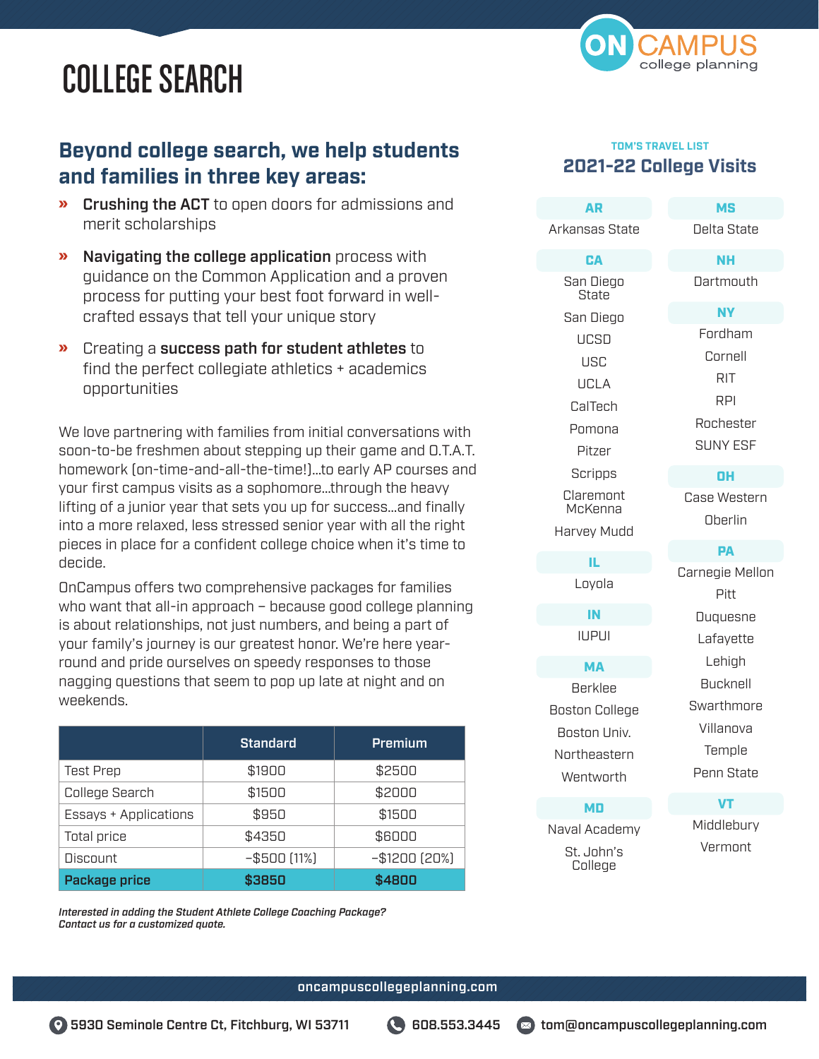# COLLEGE SEARCH

ON CAMPUS college planning

## Beyond college search, we help students and families in three key areas:

- » **Crushing the ACT** to open doors for admissions and merit scholarships
- » **Navigating the college application** process with guidance on the Common Application and a proven process for putting your best foot forward in well-crafted essays that tell your unique story
- » Creating a **success path for student athletes** to find the perfect collegiate athletics + academics opportunities

We love partnering with families from initial conversations with soon-to-be freshmen about stepping up their game and O.T.A.T. homework (on-time-and-all-the-time!)…to early AP courses and your first campus visits as a sophomore…through the heavy lifting of a junior year that sets you up for success…and finally into a more relaxed, less stressed senior year with all the right pieces in place for a confident college choice when it's time to decide.

OnCampus offers two comprehensive packages for families who want that all-in approach – because good college planning is about relationships, not just numbers, and being a part of your family's journey is our greatest honor. We're here year-round and pride ourselves on speedy responses to those nagging questions that seem to pop up late at night and on weekends.

| | Standard | Premium |
|---|---|---|
| Test Prep | $1900 | $2500 |
| College Search | $1500 | $2000 |
| Essays + Applications | $950 | $1500 |
| Total price | $4350 | $6000 |
| Discount | –$500 (11%) | –$1200 (20%) |
| **Package price** | **$3850** | **$4800** |

***Interested in adding the Student Athlete College Coaching Package? Contact us for a customized quote.***

TOM'S TRAVEL LIST

## 2021-22 College Visits

**AR**
Arkansas State

**CA**
San Diego State
San Diego
UCSD
USC
UCLA
CalTech
Pomona
Pitzer
Scripps
Claremont McKenna
Harvey Mudd

**IL**
Loyola

**IN**
IUPUI

**MA**
Berklee
Boston College
Boston Univ.
Northeastern
Wentworth

**MD**
Naval Academy
St. John's College

**MS**
Delta State

**NH**
Dartmouth

**NY**
Fordham
Cornell
RIT
RPI
Rochester
SUNY ESF

**OH**
Case Western
Oberlin

**PA**
Carnegie Mellon
Pitt
Duquesne
Lafayette
Lehigh
Bucknell
Swarthmore
Villanova
Temple
Penn State

**VT**
Middlebury
Vermont

oncampuscollegeplanning.com

5930 Seminole Centre Ct, Fitchburg, WI 53711 | 608.553.3445 | tom@oncampuscollegeplanning.com